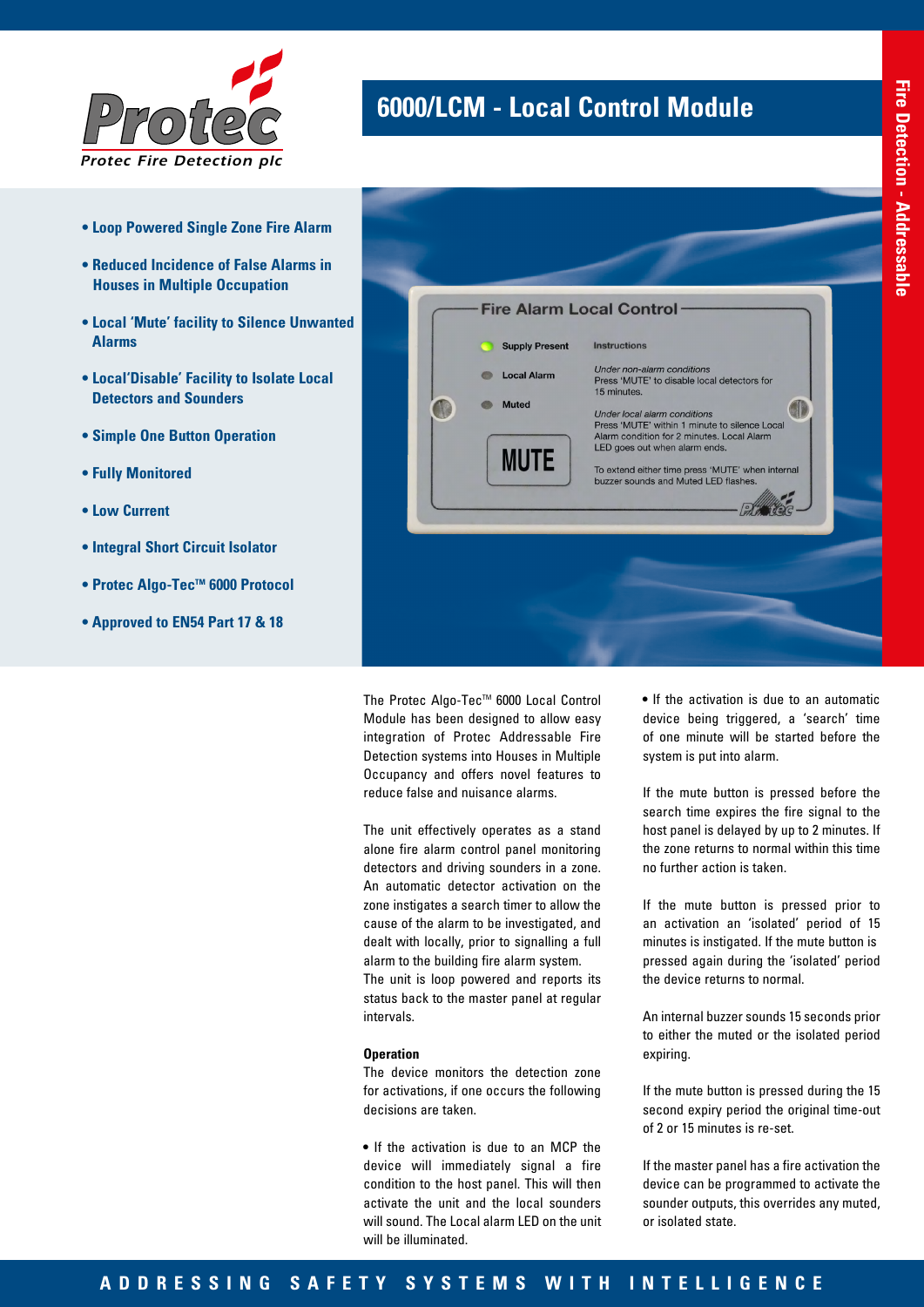# 6000/LCM - Local Control Module

Fire Detection - Addressable

- **Loop Powered Single Zone Fire Alarm**
- **Reduced Incidence of False Alarms in Houses in Multiple Occupation**
- **Local 'Mute' facility to Silence Unwanted Alarms**
- **Local'Disable' Facility to Isolate Local Detectors and Sounders**
- **Simple One Button Operation**
- **Fully Monitored**
- **Low Current**
- **Integral Short Circuit Isolator**
- **Protec Algo-Tec™ 6000 Protocol**
- **Approved to EN54 Part 17 & 18**

The Protec Algo-Tec™ 6000 Local Control Module has been designed to allow easy integration of Protec Addressable Fire Detection systems into Houses in Multiple Occupancy and offers novel features to reduce false and nuisance alarms.

The unit effectively operates as a stand alone fire alarm control panel monitoring detectors and driving sounders in a zone. An automatic detector activation on the zone instigates a search timer to allow the cause of the alarm to be investigated, and dealt with locally, prior to signalling a full alarm to the building fire alarm system. The unit is loop powered and reports its status back to the master panel at regular intervals.

**Operation**

The device monitors the detection zone for activations, if one occurs the following decisions are taken.

- If the activation is due to an MCP the device will immediately signal a fire condition to the host panel. This will then activate the unit and the local sounders will sound. The Local alarm LED on the unit will be illuminated.
- If the activation is due to an automatic device being triggered, a 'search' time of one minute will be started before the system is put into alarm.

If the mute button is pressed before the search time expires the fire signal to the host panel is delayed by up to 2 minutes. If the zone returns to normal within this time no further action is taken.

If the mute button is pressed prior to an activation an 'isolated' period of 15 minutes is instigated. If the mute button is pressed again during the 'isolated' period the device returns to normal.

An internal buzzer sounds 15 seconds prior to either the muted or the isolated period expiring.

If the mute button is pressed during the 15 second expiry period the original time-out of 2 or 15 minutes is re-set.

If the master panel has a fire activation the device can be programmed to activate the sounder outputs, this overrides any muted, or isolated state.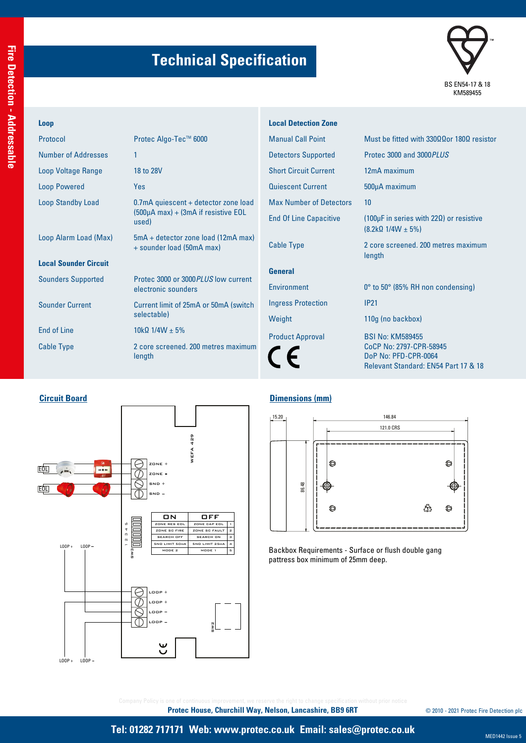# Technical Specification

BS EN54-17 & 18
KM589455

### Loop

| | |
|---|---|
| Protocol | Protec Algo-Tec™ 6000 |
| Number of Addresses | 1 |
| Loop Voltage Range | 18 to 28V |
| Loop Powered | Yes |
| Loop Standby Load | 0.7mA quiescent + detector zone load (500µA max) + (3mA if resistive EOL used) |
| Loop Alarm Load (Max) | 5mA + detector zone load (12mA max) + sounder load (50mA max) |

### Local Sounder Circuit

| | |
|---|---|
| Sounders Supported | Protec 3000 or 3000*PLUS* low current electronic sounders |
| Sounder Current | Current limit of 25mA or 50mA (switch selectable) |
| End of Line | 10kΩ 1/4W ± 5% |
| Cable Type | 2 core screened. 200 metres maximum length |

### Local Detection Zone

| | |
|---|---|
| Manual Call Point | Must be fitted with 330ΩΩor 180Ω resistor |
| Detectors Supported | Protec 3000 and 3000*PLUS* |
| Short Circuit Current | 12mA maximum |
| Quiescent Current | 500µA maximum |
| Max Number of Detectors | 10 |
| End Of Line Capacitive | (100µF in series with 22Ω) or resistive (8.2kΩ 1/4W ± 5%) |
| Cable Type | 2 core screened. 200 metres maximum length |

### General

| | |
|---|---|
| Environment | 0° to 50° (85% RH non condensing) |
| Ingress Protection | IP21 |
| Weight | 110g (no backbox) |
| Product Approval | BSI No: KM589455<br>CoCP No: 2797-CPR-58945<br>DoP No: PFD-CPR-0064<br>Relevant Standard: EN54 Part 17 & 18 |

CE

### Circuit Board

EOL
EOL
ZONE +
ZONE -
SND +
SND -
WEFA 429
SW3
1 2 3 4 5

| ON | OFF | |
|---|---|---|
| ZONE RES EOL | ZONE CAP EOL | 1 |
| ZONE SC FIRE | ZONE SC FAULT | 2 |
| SEARCH OFF | SEARCH ON | 3 |
| SND LIMIT 50mA | SND LIMIT 25mA | 4 |
| MODE 2 | MODE 1 | 5 |

LOOP + LOOP –
LOOP +
LOOP +
LOOP –
LOOP –
SW2
LOOP + LOOP –

### Dimensions (mm)

15.20
146.84
121.0 CRS
86.48

Backbox Requirements - Surface or flush double gang pattress box minimum of 25mm deep.

Company Policy is one of continuous improvement, we reserve the right to change specification without prior notice

**Protec House, Churchill Way, Nelson, Lancashire, BB9 6RT**

© 2010 - 2021 Protec Fire Detection plc

**Tel: 01282 717171 Web: www.protec.co.uk Email: sales@protec.co.uk**

MED1442 Issue 5